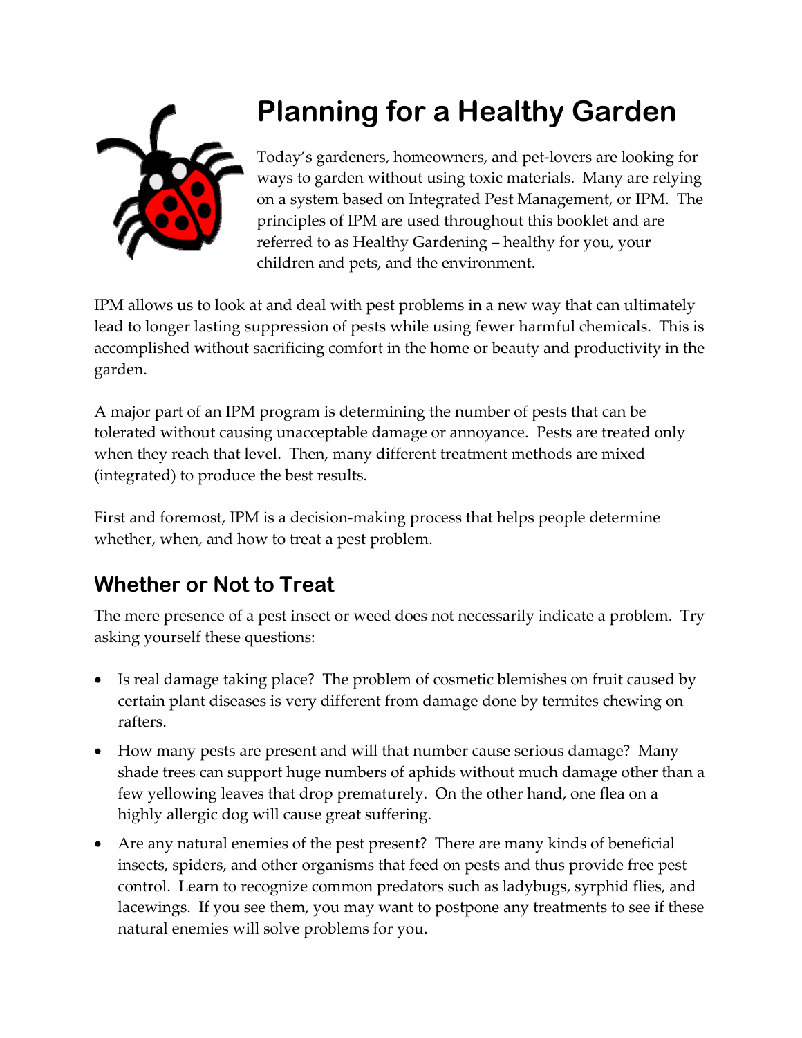# Planning for a Healthy Garden

Today's gardeners, homeowners, and pet-lovers are looking for ways to garden without using toxic materials. Many are relying on a system based on Integrated Pest Management, or IPM. The principles of IPM are used throughout this booklet and are referred to as Healthy Gardening – healthy for you, your children and pets, and the environment.

IPM allows us to look at and deal with pest problems in a new way that can ultimately lead to longer lasting suppression of pests while using fewer harmful chemicals. This is accomplished without sacrificing comfort in the home or beauty and productivity in the garden.

A major part of an IPM program is determining the number of pests that can be tolerated without causing unacceptable damage or annoyance. Pests are treated only when they reach that level. Then, many different treatment methods are mixed (integrated) to produce the best results.

First and foremost, IPM is a decision-making process that helps people determine whether, when, and how to treat a pest problem.

## Whether or Not to Treat

The mere presence of a pest insect or weed does not necessarily indicate a problem. Try asking yourself these questions:

- Is real damage taking place? The problem of cosmetic blemishes on fruit caused by certain plant diseases is very different from damage done by termites chewing on rafters.
- How many pests are present and will that number cause serious damage? Many shade trees can support huge numbers of aphids without much damage other than a few yellowing leaves that drop prematurely. On the other hand, one flea on a highly allergic dog will cause great suffering.
- Are any natural enemies of the pest present? There are many kinds of beneficial insects, spiders, and other organisms that feed on pests and thus provide free pest control. Learn to recognize common predators such as ladybugs, syrphid flies, and lacewings. If you see them, you may want to postpone any treatments to see if these natural enemies will solve problems for you.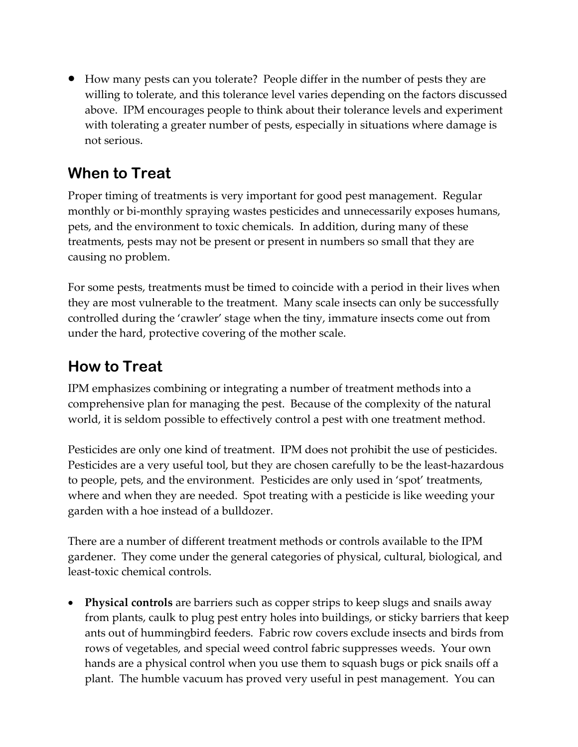- How many pests can you tolerate? People differ in the number of pests they are willing to tolerate, and this tolerance level varies depending on the factors discussed above. IPM encourages people to think about their tolerance levels and experiment with tolerating a greater number of pests, especially in situations where damage is not serious.

## When to Treat

Proper timing of treatments is very important for good pest management. Regular monthly or bi-monthly spraying wastes pesticides and unnecessarily exposes humans, pets, and the environment to toxic chemicals. In addition, during many of these treatments, pests may not be present or present in numbers so small that they are causing no problem.

For some pests, treatments must be timed to coincide with a period in their lives when they are most vulnerable to the treatment. Many scale insects can only be successfully controlled during the 'crawler' stage when the tiny, immature insects come out from under the hard, protective covering of the mother scale.

## How to Treat

IPM emphasizes combining or integrating a number of treatment methods into a comprehensive plan for managing the pest. Because of the complexity of the natural world, it is seldom possible to effectively control a pest with one treatment method.

Pesticides are only one kind of treatment. IPM does not prohibit the use of pesticides. Pesticides are a very useful tool, but they are chosen carefully to be the least-hazardous to people, pets, and the environment. Pesticides are only used in 'spot' treatments, where and when they are needed. Spot treating with a pesticide is like weeding your garden with a hoe instead of a bulldozer.

There are a number of different treatment methods or controls available to the IPM gardener. They come under the general categories of physical, cultural, biological, and least-toxic chemical controls.

- **Physical controls** are barriers such as copper strips to keep slugs and snails away from plants, caulk to plug pest entry holes into buildings, or sticky barriers that keep ants out of hummingbird feeders. Fabric row covers exclude insects and birds from rows of vegetables, and special weed control fabric suppresses weeds. Your own hands are a physical control when you use them to squash bugs or pick snails off a plant. The humble vacuum has proved very useful in pest management. You can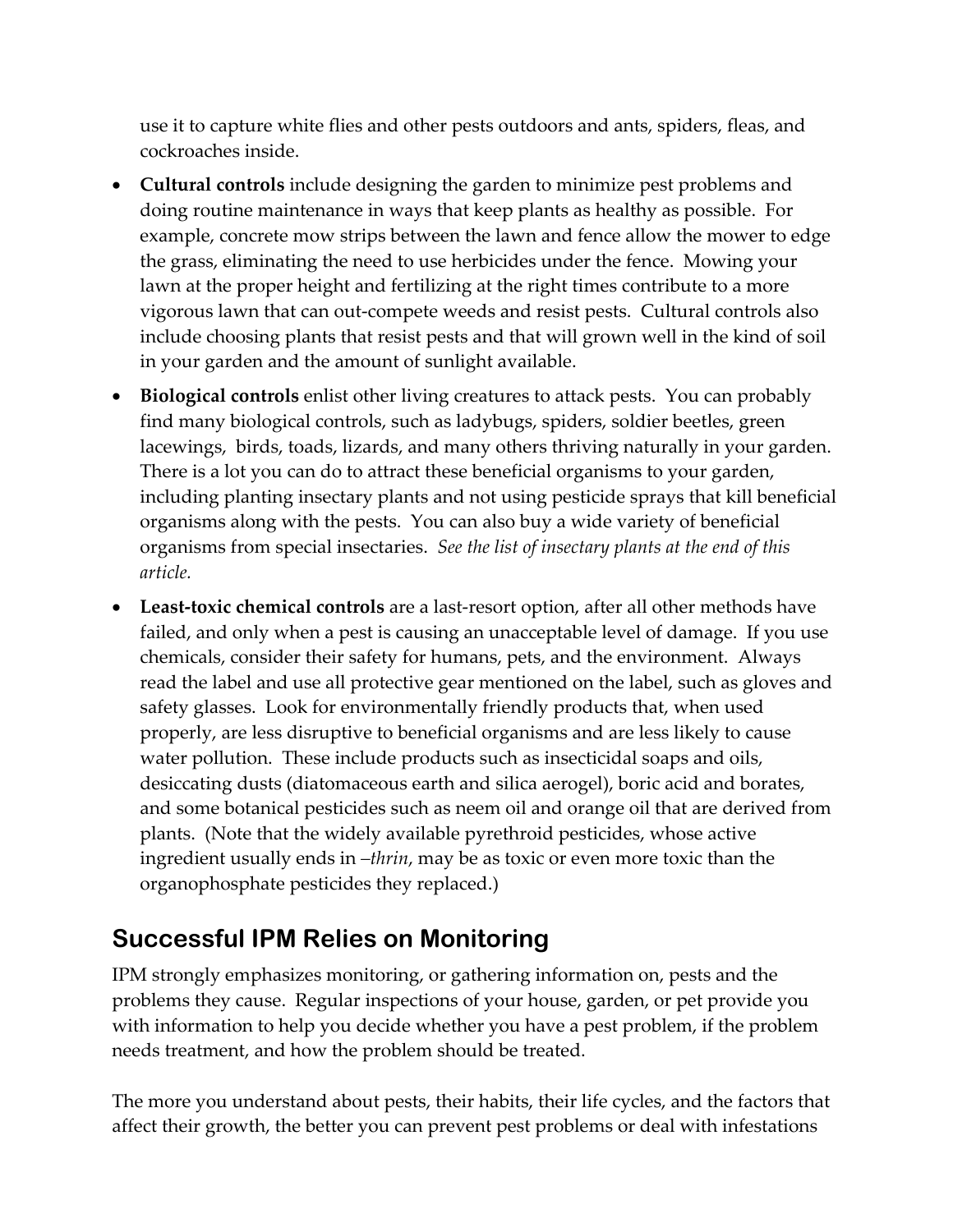use it to capture white flies and other pests outdoors and ants, spiders, fleas, and cockroaches inside.

- **Cultural controls** include designing the garden to minimize pest problems and doing routine maintenance in ways that keep plants as healthy as possible. For example, concrete mow strips between the lawn and fence allow the mower to edge the grass, eliminating the need to use herbicides under the fence. Mowing your lawn at the proper height and fertilizing at the right times contribute to a more vigorous lawn that can out-compete weeds and resist pests. Cultural controls also include choosing plants that resist pests and that will grown well in the kind of soil in your garden and the amount of sunlight available.
- **Biological controls** enlist other living creatures to attack pests. You can probably find many biological controls, such as ladybugs, spiders, soldier beetles, green lacewings, birds, toads, lizards, and many others thriving naturally in your garden. There is a lot you can do to attract these beneficial organisms to your garden, including planting insectary plants and not using pesticide sprays that kill beneficial organisms along with the pests. You can also buy a wide variety of beneficial organisms from special insectaries. *See the list of insectary plants at the end of this article.*
- **Least-toxic chemical controls** are a last-resort option, after all other methods have failed, and only when a pest is causing an unacceptable level of damage. If you use chemicals, consider their safety for humans, pets, and the environment. Always read the label and use all protective gear mentioned on the label, such as gloves and safety glasses. Look for environmentally friendly products that, when used properly, are less disruptive to beneficial organisms and are less likely to cause water pollution. These include products such as insecticidal soaps and oils, desiccating dusts (diatomaceous earth and silica aerogel), boric acid and borates, and some botanical pesticides such as neem oil and orange oil that are derived from plants. (Note that the widely available pyrethroid pesticides, whose active ingredient usually ends in *–thrin*, may be as toxic or even more toxic than the organophosphate pesticides they replaced.)

## Successful IPM Relies on Monitoring

IPM strongly emphasizes monitoring, or gathering information on, pests and the problems they cause. Regular inspections of your house, garden, or pet provide you with information to help you decide whether you have a pest problem, if the problem needs treatment, and how the problem should be treated.

The more you understand about pests, their habits, their life cycles, and the factors that affect their growth, the better you can prevent pest problems or deal with infestations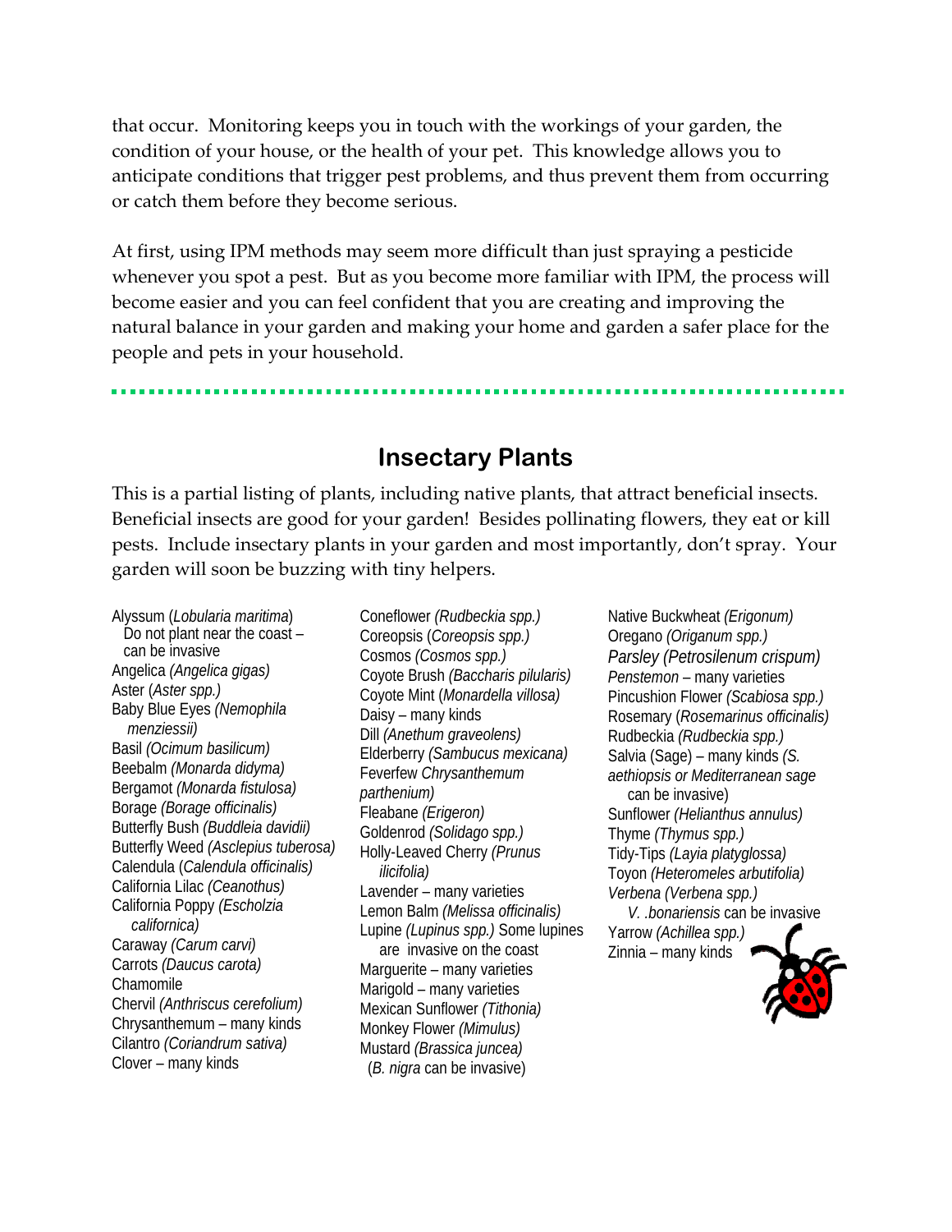that occur. Monitoring keeps you in touch with the workings of your garden, the condition of your house, or the health of your pet. This knowledge allows you to anticipate conditions that trigger pest problems, and thus prevent them from occurring or catch them before they become serious.

At first, using IPM methods may seem more difficult than just spraying a pesticide whenever you spot a pest. But as you become more familiar with IPM, the process will become easier and you can feel confident that you are creating and improving the natural balance in your garden and making your home and garden a safer place for the people and pets in your household.

## Insectary Plants

This is a partial listing of plants, including native plants, that attract beneficial insects. Beneficial insects are good for your garden! Besides pollinating flowers, they eat or kill pests. Include insectary plants in your garden and most importantly, don't spray. Your garden will soon be buzzing with tiny helpers.

Alyssum (*Lobularia maritima*) Do not plant near the coast – can be invasive
Angelica *(Angelica gigas)*
Aster (*Aster spp.)*
Baby Blue Eyes *(Nemophila menziessii)*
Basil *(Ocimum basilicum)*
Beebalm *(Monarda didyma)*
Bergamot *(Monarda fistulosa)*
Borage *(Borage officinalis)*
Butterfly Bush *(Buddleia davidii)*
Butterfly Weed *(Asclepius tuberosa)*
Calendula (*Calendula officinalis)*
California Lilac *(Ceanothus)*
California Poppy *(Escholzia californica)*
Caraway *(Carum carvi)*
Carrots *(Daucus carota)*
Chamomile
Chervil *(Anthriscus cerefolium)*
Chrysanthemum – many kinds
Cilantro *(Coriandrum sativa)*
Clover – many kinds
Coneflower *(Rudbeckia spp.)*
Coreopsis (*Coreopsis spp.)*
Cosmos *(Cosmos spp.)*
Coyote Brush *(Baccharis pilularis)*
Coyote Mint (*Monardella villosa)*
Daisy – many kinds
Dill *(Anethum graveolens)*
Elderberry *(Sambucus mexicana)*
Feverfew *Chrysanthemum parthenium)*
Fleabane *(Erigeron)*
Goldenrod *(Solidago spp.)*
Holly-Leaved Cherry *(Prunus ilicifolia)*
Lavender – many varieties
Lemon Balm *(Melissa officinalis)*
Lupine *(Lupinus spp.)* Some lupines are invasive on the coast
Marguerite – many varieties
Marigold – many varieties
Mexican Sunflower *(Tithonia)*
Monkey Flower *(Mimulus)*
Mustard *(Brassica juncea)* (*B. nigra* can be invasive)
Native Buckwheat *(Erigonum)*
Oregano *(Origanum spp.)*
*Parsley (Petrosilenum crispum)*
*Penstemon* – many varieties
Pincushion Flower *(Scabiosa spp.)*
Rosemary (*Rosemarinus officinalis)*
Rudbeckia *(Rudbeckia spp.)*
Salvia (Sage) – many kinds *(S. aethiopsis or Mediterranean sage* can be invasive)
Sunflower *(Helianthus annulus)*
Thyme *(Thymus spp.)*
Tidy-Tips *(Layia platyglossa)*
Toyon *(Heteromeles arbutifolia)*
*Verbena (Verbena spp.) V. .bonariensis* can be invasive
Yarrow *(Achillea spp.)*
Zinnia – many kinds